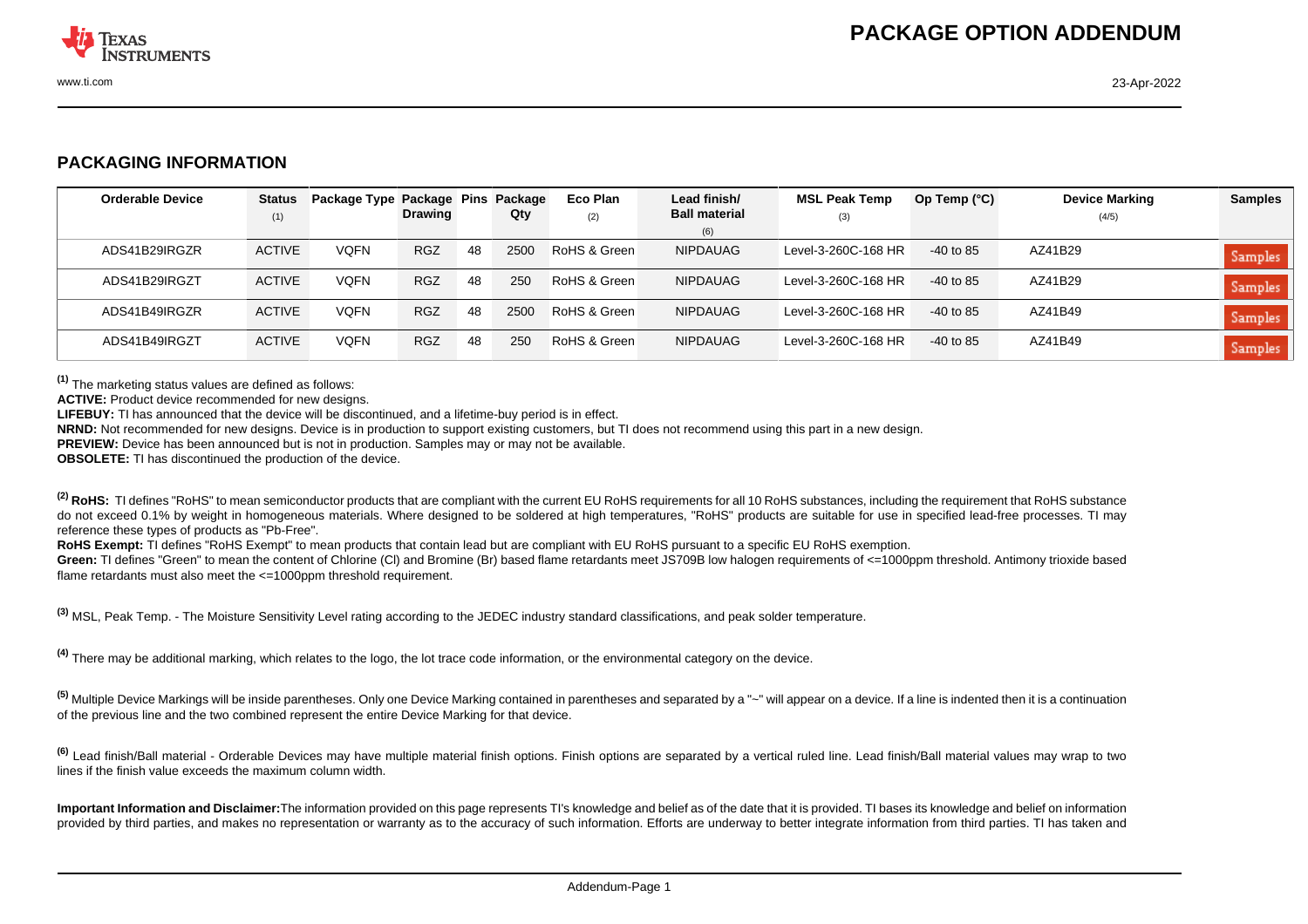# PACKAGE OPTION ADDENDUM

## PACKAGING INFORMATION

| Orderable Device | Status (1) | Package Type | Package Drawing | Pins | Package Qty | Eco Plan (2) | Lead finish/ Ball material (6) | MSL Peak Temp (3) | Op Temp (°C) | Device Marking (4/5) | Samples |
|---|---|---|---|---|---|---|---|---|---|---|---|
| ADS41B29IRGZR | ACTIVE | VQFN | RGZ | 48 | 2500 | RoHS & Green | NIPDAUAG | Level-3-260C-168 HR | -40 to 85 | AZ41B29 | Samples |
| ADS41B29IRGZT | ACTIVE | VQFN | RGZ | 48 | 250 | RoHS & Green | NIPDAUAG | Level-3-260C-168 HR | -40 to 85 | AZ41B29 | Samples |
| ADS41B49IRGZR | ACTIVE | VQFN | RGZ | 48 | 2500 | RoHS & Green | NIPDAUAG | Level-3-260C-168 HR | -40 to 85 | AZ41B49 | Samples |
| ADS41B49IRGZT | ACTIVE | VQFN | RGZ | 48 | 250 | RoHS & Green | NIPDAUAG | Level-3-260C-168 HR | -40 to 85 | AZ41B49 | Samples |

[1] The marketing status values are defined as follows:
**ACTIVE:** Product device recommended for new designs.
**LIFEBUY:** TI has announced that the device will be discontinued, and a lifetime-buy period is in effect.
**NRND:** Not recommended for new designs. Device is in production to support existing customers, but TI does not recommend using this part in a new design.
**PREVIEW:** Device has been announced but is not in production. Samples may or may not be available.
**OBSOLETE:** TI has discontinued the production of the device.

[2] **RoHS:** TI defines "RoHS" to mean semiconductor products that are compliant with the current EU RoHS requirements for all 10 RoHS substances, including the requirement that RoHS substance do not exceed 0.1% by weight in homogeneous materials. Where designed to be soldered at high temperatures, "RoHS" products are suitable for use in specified lead-free processes. TI may reference these types of products as "Pb-Free".
**RoHS Exempt:** TI defines "RoHS Exempt" to mean products that contain lead but are compliant with EU RoHS pursuant to a specific EU RoHS exemption.
**Green:** TI defines "Green" to mean the content of Chlorine (Cl) and Bromine (Br) based flame retardants meet JS709B low halogen requirements of <=1000ppm threshold. Antimony trioxide based flame retardants must also meet the <=1000ppm threshold requirement.

[3] MSL, Peak Temp. - The Moisture Sensitivity Level rating according to the JEDEC industry standard classifications, and peak solder temperature.

[4] There may be additional marking, which relates to the logo, the lot trace code information, or the environmental category on the device.

[5] Multiple Device Markings will be inside parentheses. Only one Device Marking contained in parentheses and separated by a "~" will appear on a device. If a line is indented then it is a continuation of the previous line and the two combined represent the entire Device Marking for that device.

[6] Lead finish/Ball material - Orderable Devices may have multiple material finish options. Finish options are separated by a vertical ruled line. Lead finish/Ball material values may wrap to two lines if the finish value exceeds the maximum column width.

**Important Information and Disclaimer:**The information provided on this page represents TI's knowledge and belief as of the date that it is provided. TI bases its knowledge and belief on information provided by third parties, and makes no representation or warranty as to the accuracy of such information. Efforts are underway to better integrate information from third parties. TI has taken and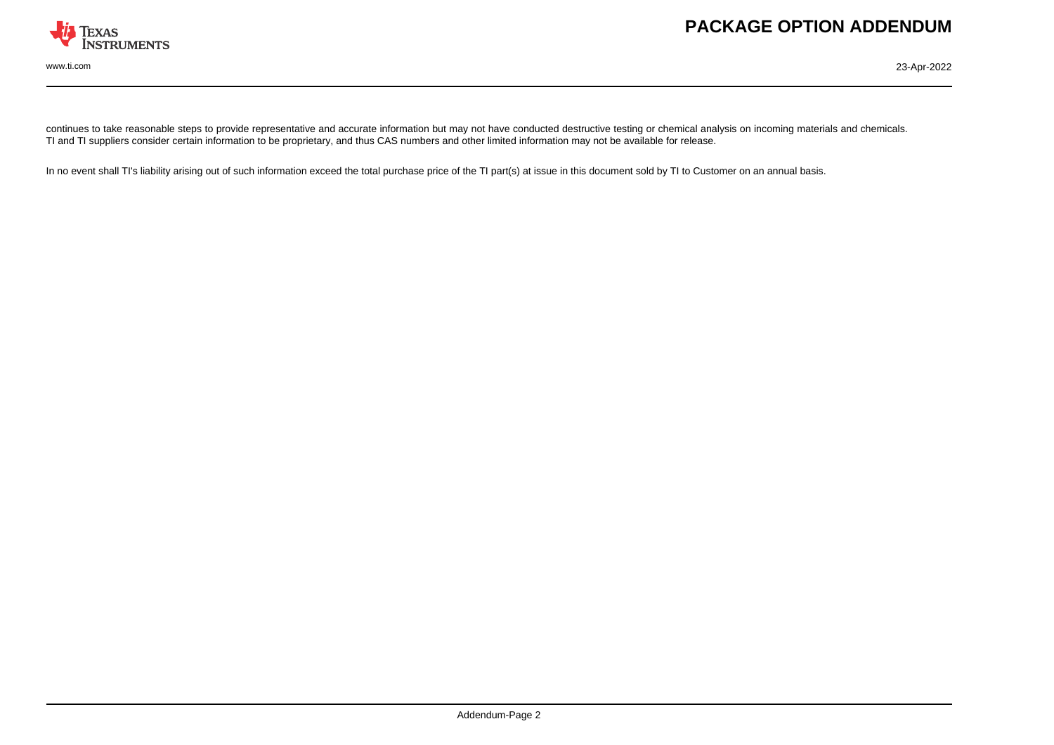continues to take reasonable steps to provide representative and accurate information but may not have conducted destructive testing or chemical analysis on incoming materials and chemicals. TI and TI suppliers consider certain information to be proprietary, and thus CAS numbers and other limited information may not be available for release.

In no event shall TI's liability arising out of such information exceed the total purchase price of the TI part(s) at issue in this document sold by TI to Customer on an annual basis.